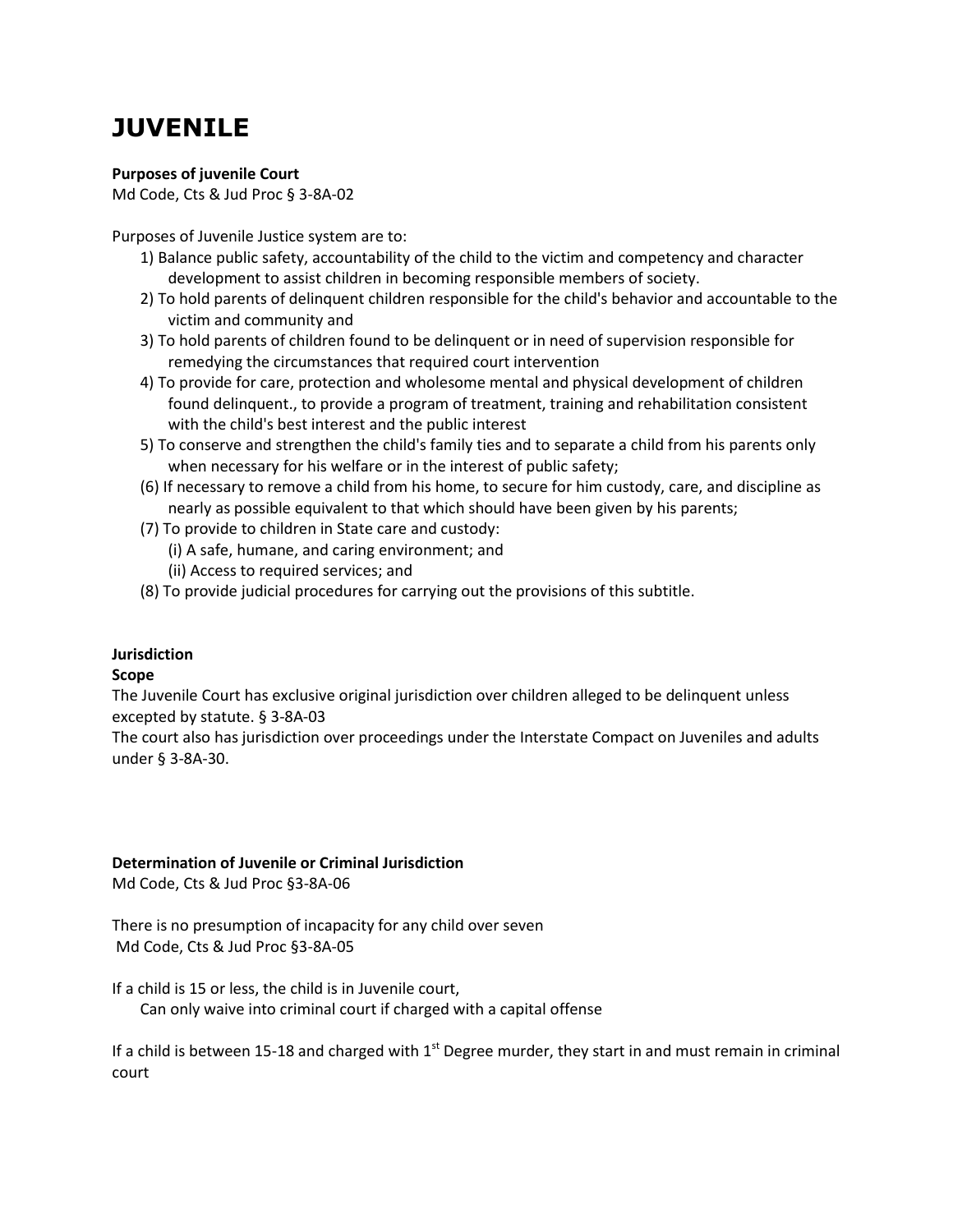# JUVENILE

**Purposes of juvenile Court**
Md Code, Cts & Jud Proc § 3-8A-02

Purposes of Juvenile Justice system are to:

1) Balance public safety, accountability of the child to the victim and competency and character development to assist children in becoming responsible members of society.
2) To hold parents of delinquent children responsible for the child's behavior and accountable to the victim and community and
3) To hold parents of children found to be delinquent or in need of supervision responsible for remedying the circumstances that required court intervention
4) To provide for care, protection and wholesome mental and physical development of children found delinquent., to provide a program of treatment, training and rehabilitation consistent with the child's best interest and the public interest
5) To conserve and strengthen the child's family ties and to separate a child from his parents only when necessary for his welfare or in the interest of public safety;
(6) If necessary to remove a child from his home, to secure for him custody, care, and discipline as nearly as possible equivalent to that which should have been given by his parents;
(7) To provide to children in State care and custody:
    (i) A safe, humane, and caring environment; and
    (ii) Access to required services; and
(8) To provide judicial procedures for carrying out the provisions of this subtitle.

**Jurisdiction**
**Scope**
The Juvenile Court has exclusive original jurisdiction over children alleged to be delinquent unless excepted by statute. § 3-8A-03
The court also has jurisdiction over proceedings under the Interstate Compact on Juveniles and adults under § 3-8A-30.

**Determination of Juvenile or Criminal Jurisdiction**
Md Code, Cts & Jud Proc §3-8A-06

There is no presumption of incapacity for any child over seven
Md Code, Cts & Jud Proc §3-8A-05

If a child is 15 or less, the child is in Juvenile court,
    Can only waive into criminal court if charged with a capital offense

If a child is between 15-18 and charged with 1st Degree murder, they start in and must remain in criminal court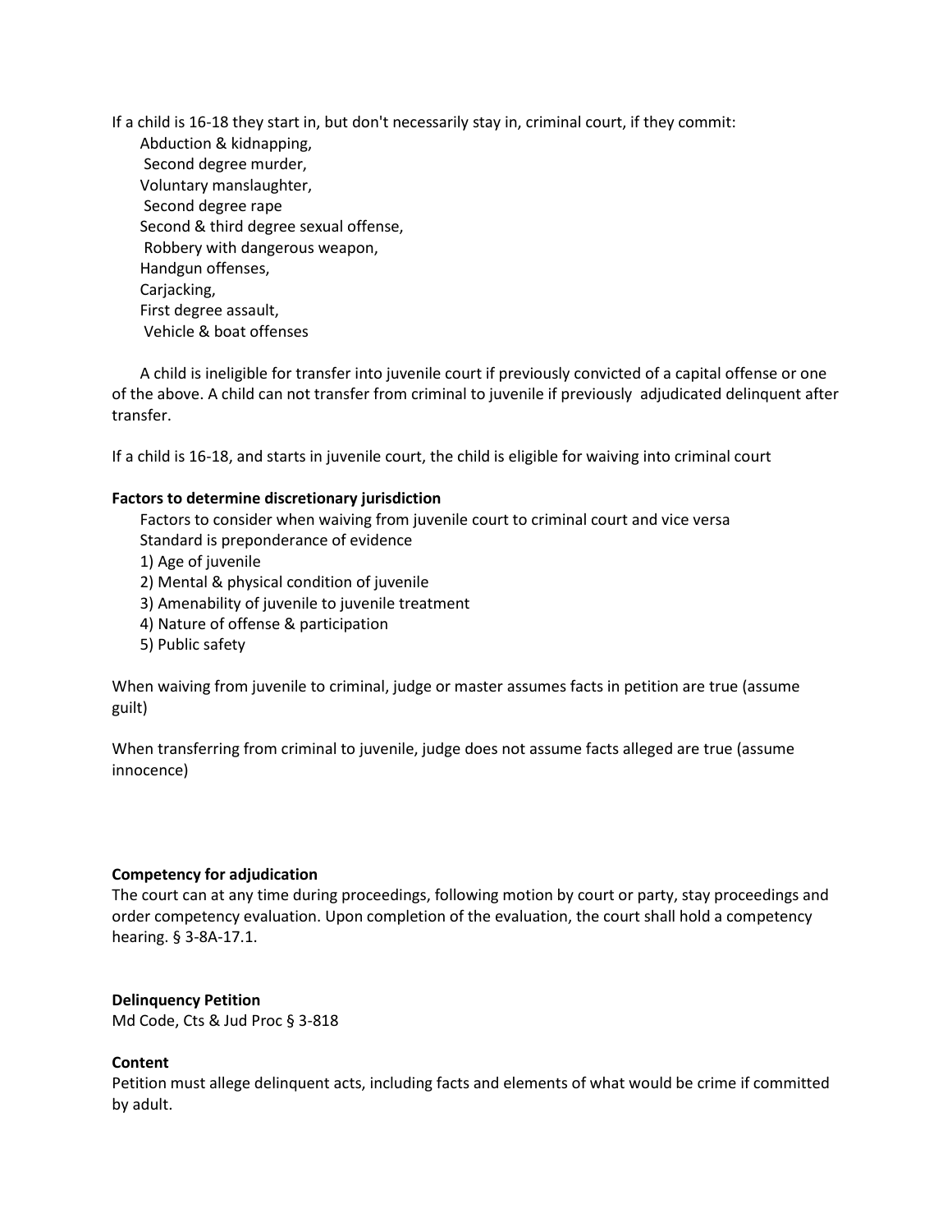If a child is 16-18 they start in, but don't necessarily stay in, criminal court, if they commit:

- Abduction & kidnapping,
- Second degree murder,
- Voluntary manslaughter,
- Second degree rape
- Second & third degree sexual offense,
- Robbery with dangerous weapon,
- Handgun offenses,
- Carjacking,
- First degree assault,
- Vehicle & boat offenses

A child is ineligible for transfer into juvenile court if previously convicted of a capital offense or one of the above. A child can not transfer from criminal to juvenile if previously adjudicated delinquent after transfer.

If a child is 16-18, and starts in juvenile court, the child is eligible for waiving into criminal court

**Factors to determine discretionary jurisdiction**

Factors to consider when waiving from juvenile court to criminal court and vice versa

Standard is preponderance of evidence

1) Age of juvenile
2) Mental & physical condition of juvenile
3) Amenability of juvenile to juvenile treatment
4) Nature of offense & participation
5) Public safety

When waiving from juvenile to criminal, judge or master assumes facts in petition are true (assume guilt)

When transferring from criminal to juvenile, judge does not assume facts alleged are true (assume innocence)

**Competency for adjudication**

The court can at any time during proceedings, following motion by court or party, stay proceedings and order competency evaluation. Upon completion of the evaluation, the court shall hold a competency hearing. § 3-8A-17.1.

**Delinquency Petition**

Md Code, Cts & Jud Proc § 3-818

**Content**

Petition must allege delinquent acts, including facts and elements of what would be crime if committed by adult.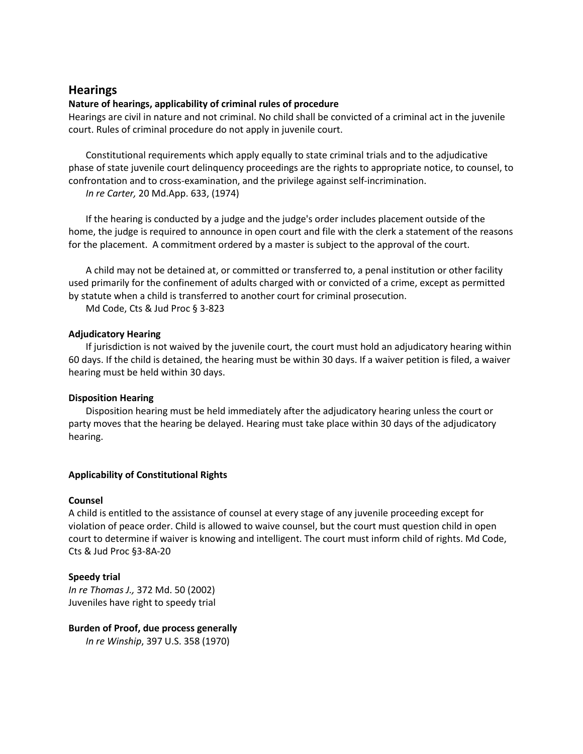## Hearings

### Nature of hearings, applicability of criminal rules of procedure

Hearings are civil in nature and not criminal. No child shall be convicted of a criminal act in the juvenile court. Rules of criminal procedure do not apply in juvenile court.

Constitutional requirements which apply equally to state criminal trials and to the adjudicative phase of state juvenile court delinquency proceedings are the rights to appropriate notice, to counsel, to confrontation and to cross-examination, and the privilege against self-incrimination.
*In re Carter,* 20 Md.App. 633, (1974)

If the hearing is conducted by a judge and the judge's order includes placement outside of the home, the judge is required to announce in open court and file with the clerk a statement of the reasons for the placement. A commitment ordered by a master is subject to the approval of the court.

A child may not be detained at, or committed or transferred to, a penal institution or other facility used primarily for the confinement of adults charged with or convicted of a crime, except as permitted by statute when a child is transferred to another court for criminal prosecution.
Md Code, Cts & Jud Proc § 3-823

### Adjudicatory Hearing

If jurisdiction is not waived by the juvenile court, the court must hold an adjudicatory hearing within 60 days. If the child is detained, the hearing must be within 30 days. If a waiver petition is filed, a waiver hearing must be held within 30 days.

### Disposition Hearing

Disposition hearing must be held immediately after the adjudicatory hearing unless the court or party moves that the hearing be delayed. Hearing must take place within 30 days of the adjudicatory hearing.

### Applicability of Constitutional Rights

### Counsel

A child is entitled to the assistance of counsel at every stage of any juvenile proceeding except for violation of peace order. Child is allowed to waive counsel, but the court must question child in open court to determine if waiver is knowing and intelligent. The court must inform child of rights. Md Code, Cts & Jud Proc §3-8A-20

### Speedy trial

*In re Thomas J.,* 372 Md. 50 (2002)
Juveniles have right to speedy trial

### Burden of Proof, due process generally

*In re Winship*, 397 U.S. 358 (1970)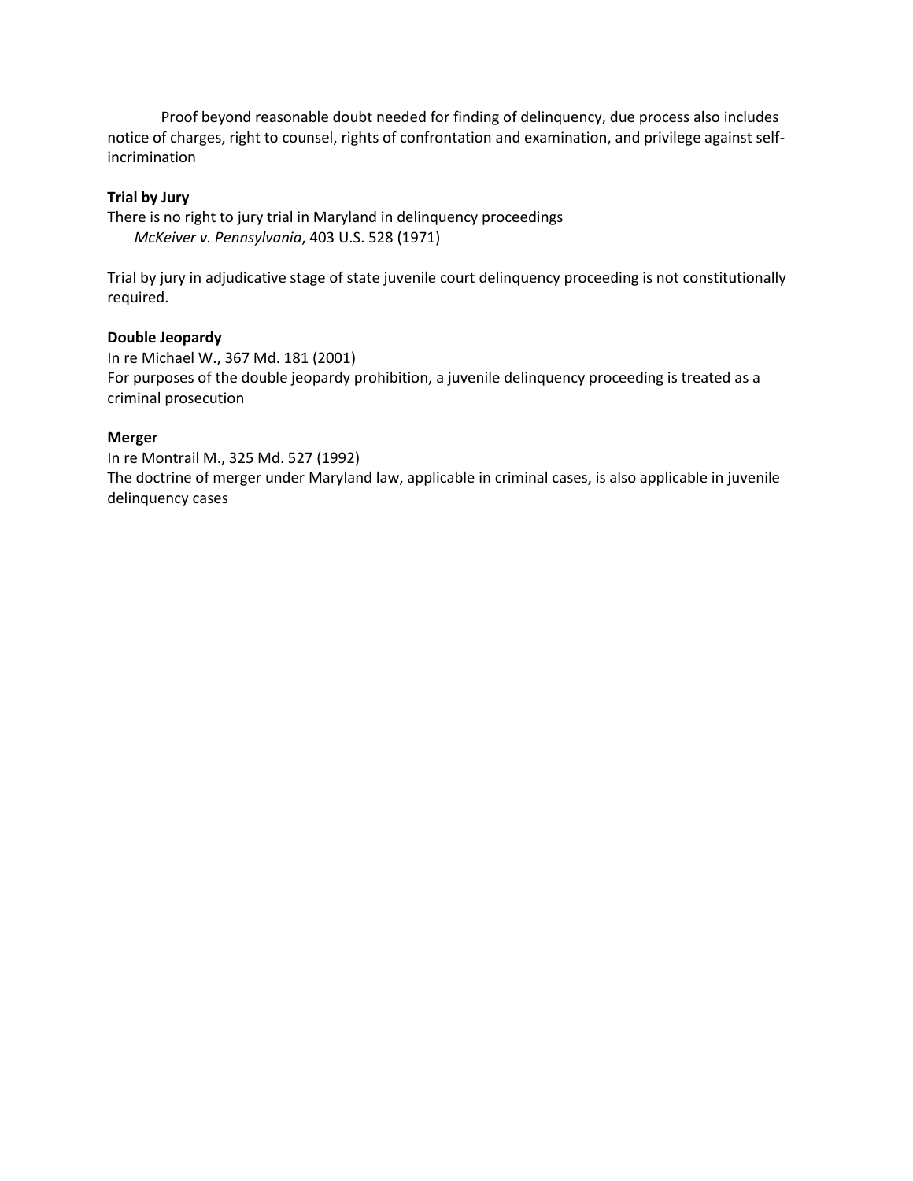Proof beyond reasonable doubt needed for finding of delinquency, due process also includes notice of charges, right to counsel, rights of confrontation and examination, and privilege against self-incrimination

**Trial by Jury**

There is no right to jury trial in Maryland in delinquency proceedings

*McKeiver v. Pennsylvania*, 403 U.S. 528 (1971)

Trial by jury in adjudicative stage of state juvenile court delinquency proceeding is not constitutionally required.

**Double Jeopardy**

In re Michael W., 367 Md. 181 (2001)

For purposes of the double jeopardy prohibition, a juvenile delinquency proceeding is treated as a criminal prosecution

**Merger**

In re Montrail M., 325 Md. 527 (1992)

The doctrine of merger under Maryland law, applicable in criminal cases, is also applicable in juvenile delinquency cases